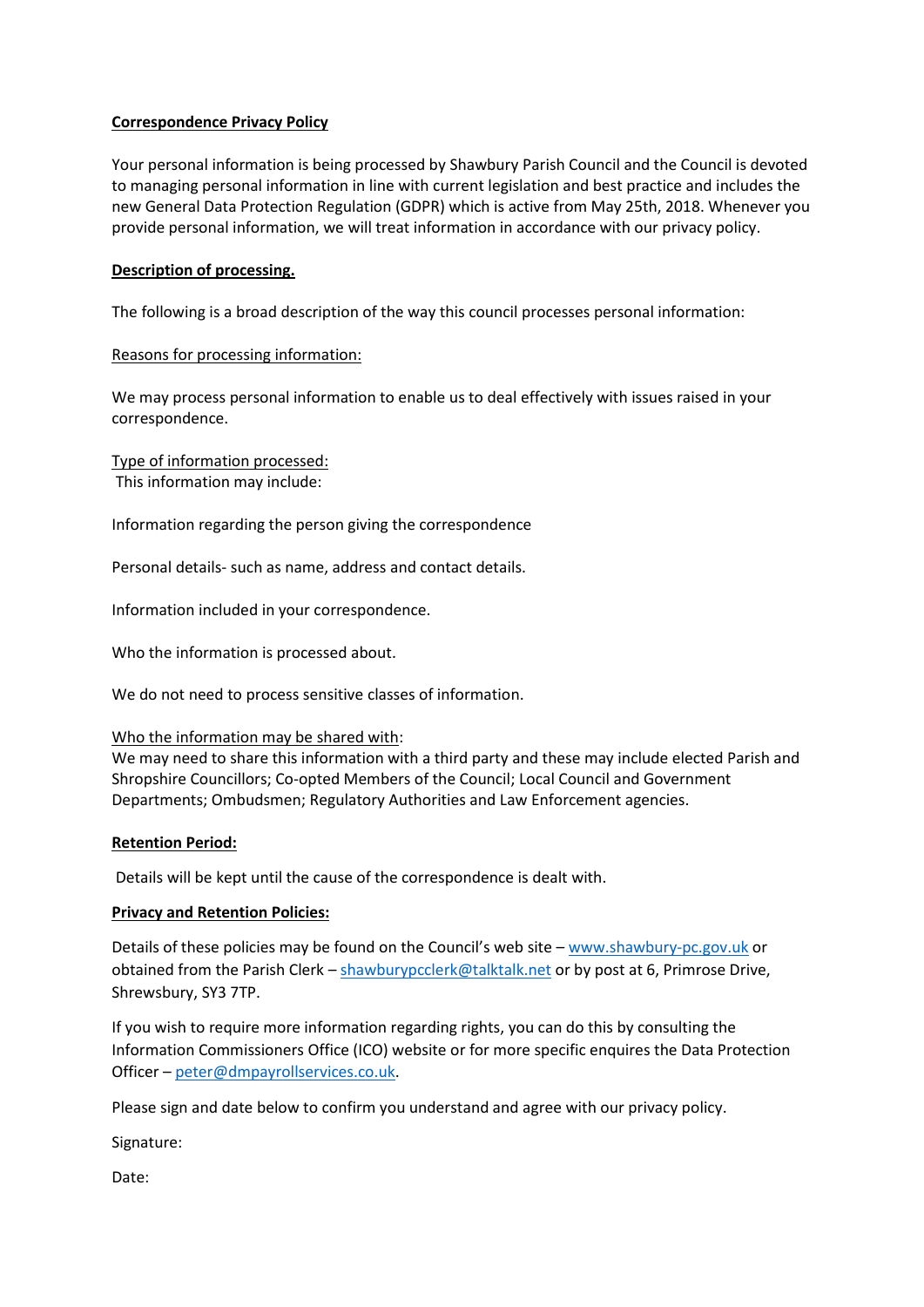**Correspondence Privacy Policy**

Your personal information is being processed by Shawbury Parish Council and the Council is devoted to managing personal information in line with current legislation and best practice and includes the new General Data Protection Regulation (GDPR) which is active from May 25th, 2018. Whenever you provide personal information, we will treat information in accordance with our privacy policy.

**Description of processing.**

The following is a broad description of the way this council processes personal information:

Reasons for processing information:

We may process personal information to enable us to deal effectively with issues raised in your correspondence.

Type of information processed:
This information may include:

Information regarding the person giving the correspondence

Personal details- such as name, address and contact details.

Information included in your correspondence.

Who the information is processed about.

We do not need to process sensitive classes of information.

Who the information may be shared with:
We may need to share this information with a third party and these may include elected Parish and Shropshire Councillors; Co-opted Members of the Council; Local Council and Government Departments; Ombudsmen; Regulatory Authorities and Law Enforcement agencies.

**Retention Period:**

Details will be kept until the cause of the correspondence is dealt with.

**Privacy and Retention Policies:**

Details of these policies may be found on the Council's web site – www.shawbury-pc.gov.uk or obtained from the Parish Clerk – shawburypcclerk@talktalk.net or by post at 6, Primrose Drive, Shrewsbury, SY3 7TP.

If you wish to require more information regarding rights, you can do this by consulting the Information Commissioners Office (ICO) website or for more specific enquires the Data Protection Officer – peter@dmpayrollservices.co.uk.

Please sign and date below to confirm you understand and agree with our privacy policy.

Signature:

Date: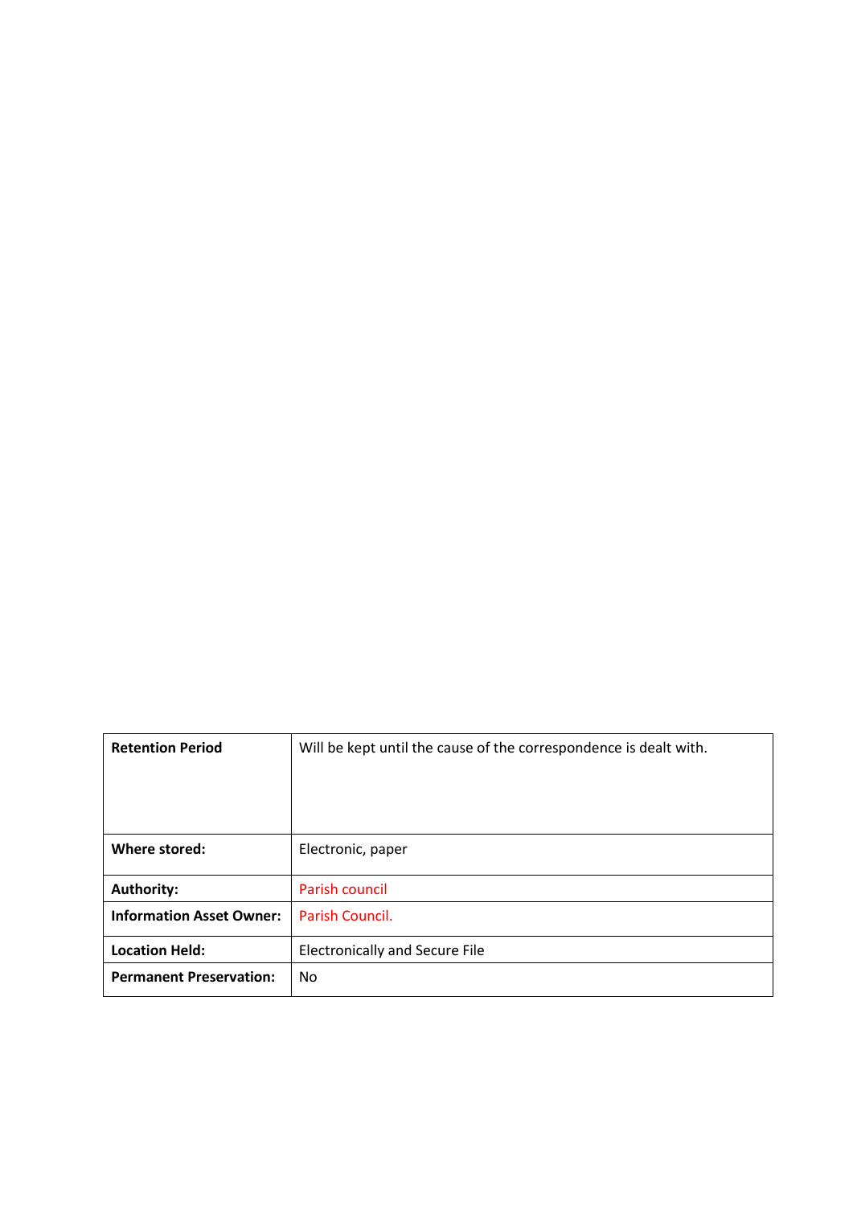| | |
|---|---|
| **Retention Period** | Will be kept until the cause of the correspondence is dealt with. |
| **Where stored:** | Electronic, paper |
| **Authority:** | Parish council |
| **Information Asset Owner:** | Parish Council. |
| **Location Held:** | Electronically and Secure File |
| **Permanent Preservation:** | No |